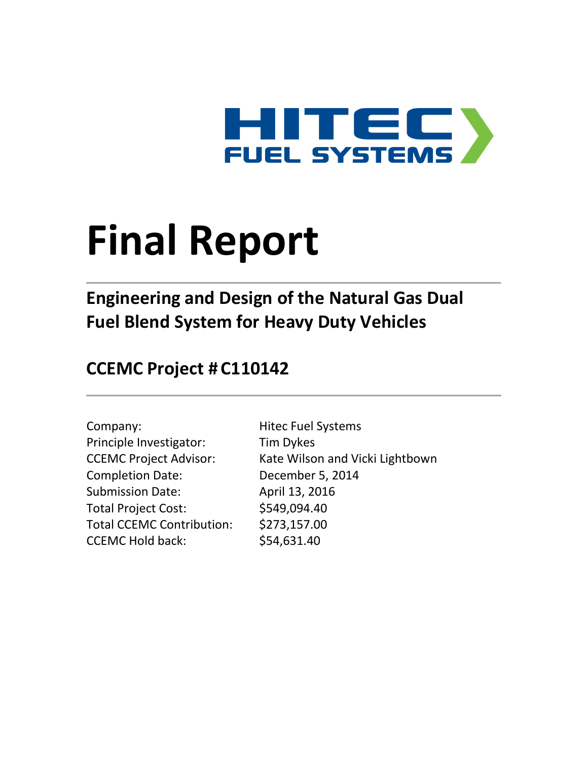HITEC

FUEL SYSTEMS

# Final Report

## Engineering and Design of the Natural Gas Dual Fuel Blend System for Heavy Duty Vehicles

## CCEMC Project # C110142

| | |
|---|---|
| Company: | Hitec Fuel Systems |
| Principle Investigator: | Tim Dykes |
| CCEMC Project Advisor: | Kate Wilson and Vicki Lightbown |
| Completion Date: | December 5, 2014 |
| Submission Date: | April 13, 2016 |
| Total Project Cost: | $549,094.40 |
| Total CCEMC Contribution: | $273,157.00 |
| CCEMC Hold back: | $54,631.40 |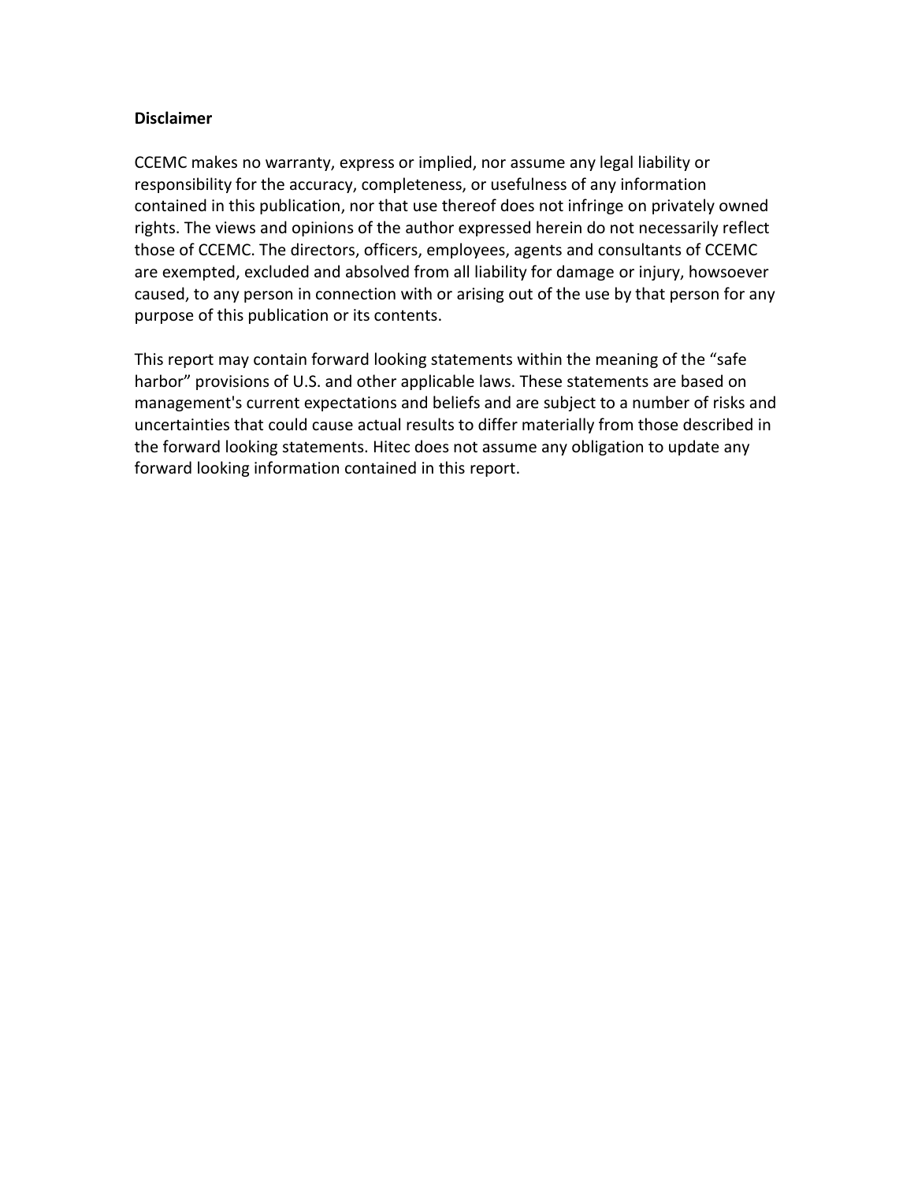**Disclaimer**

CCEMC makes no warranty, express or implied, nor assume any legal liability or responsibility for the accuracy, completeness, or usefulness of any information contained in this publication, nor that use thereof does not infringe on privately owned rights. The views and opinions of the author expressed herein do not necessarily reflect those of CCEMC. The directors, officers, employees, agents and consultants of CCEMC are exempted, excluded and absolved from all liability for damage or injury, howsoever caused, to any person in connection with or arising out of the use by that person for any purpose of this publication or its contents.

This report may contain forward looking statements within the meaning of the "safe harbor" provisions of U.S. and other applicable laws. These statements are based on management's current expectations and beliefs and are subject to a number of risks and uncertainties that could cause actual results to differ materially from those described in the forward looking statements. Hitec does not assume any obligation to update any forward looking information contained in this report.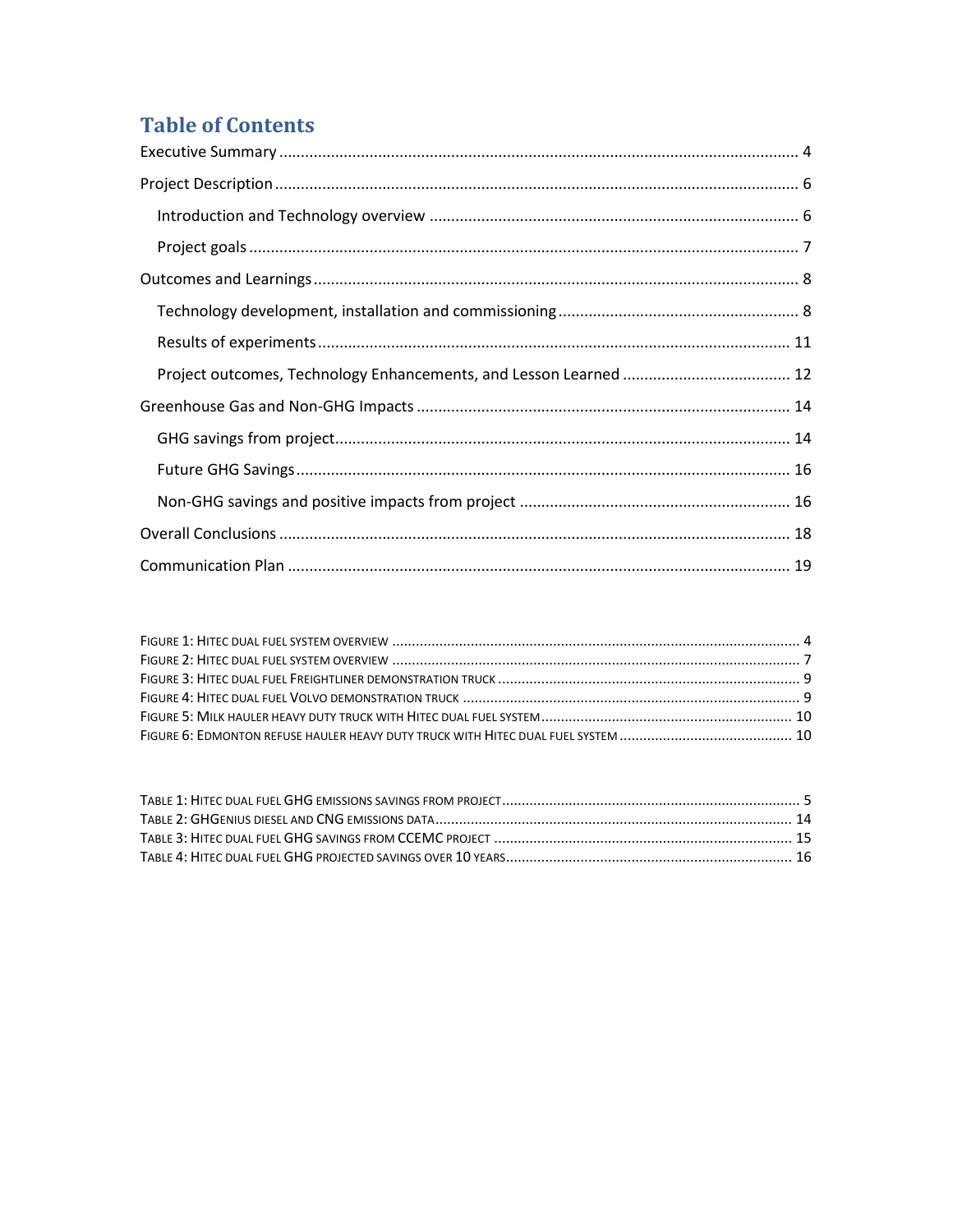# Table of Contents

Executive Summary ........................................................................................................................ 4

Project Description ......................................................................................................................... 6

- Introduction and Technology overview ..................................................................................... 6
- Project goals ............................................................................................................................... 7

Outcomes and Learnings ................................................................................................................ 8

- Technology development, installation and commissioning ....................................................... 8
- Results of experiments ............................................................................................................. 11
- Project outcomes, Technology Enhancements, and Lesson Learned ....................................... 12

Greenhouse Gas and Non-GHG Impacts ...................................................................................... 14

- GHG savings from project......................................................................................................... 14
- Future GHG Savings .................................................................................................................. 16
- Non-GHG savings and positive impacts from project ............................................................... 16

Overall Conclusions ...................................................................................................................... 18

Communication Plan .................................................................................................................... 19

FIGURE 1: HITEC DUAL FUEL SYSTEM OVERVIEW ..................................................................................................... 4
FIGURE 2: HITEC DUAL FUEL SYSTEM OVERVIEW ..................................................................................................... 7
FIGURE 3: HITEC DUAL FUEL FREIGHTLINER DEMONSTRATION TRUCK ........................................................................... 9
FIGURE 4: HITEC DUAL FUEL VOLVO DEMONSTRATION TRUCK .................................................................................... 9
FIGURE 5: MILK HAULER HEAVY DUTY TRUCK WITH HITEC DUAL FUEL SYSTEM ............................................................... 10
FIGURE 6: EDMONTON REFUSE HAULER HEAVY DUTY TRUCK WITH HITEC DUAL FUEL SYSTEM ........................................... 10

TABLE 1: HITEC DUAL FUEL GHG EMISSIONS SAVINGS FROM PROJECT .......................................................................... 5
TABLE 2: GHGENIUS DIESEL AND CNG EMISSIONS DATA ......................................................................................... 14
TABLE 3: HITEC DUAL FUEL GHG SAVINGS FROM CCEMC PROJECT .......................................................................... 15
TABLE 4: HITEC DUAL FUEL GHG PROJECTED SAVINGS OVER 10 YEARS ....................................................................... 16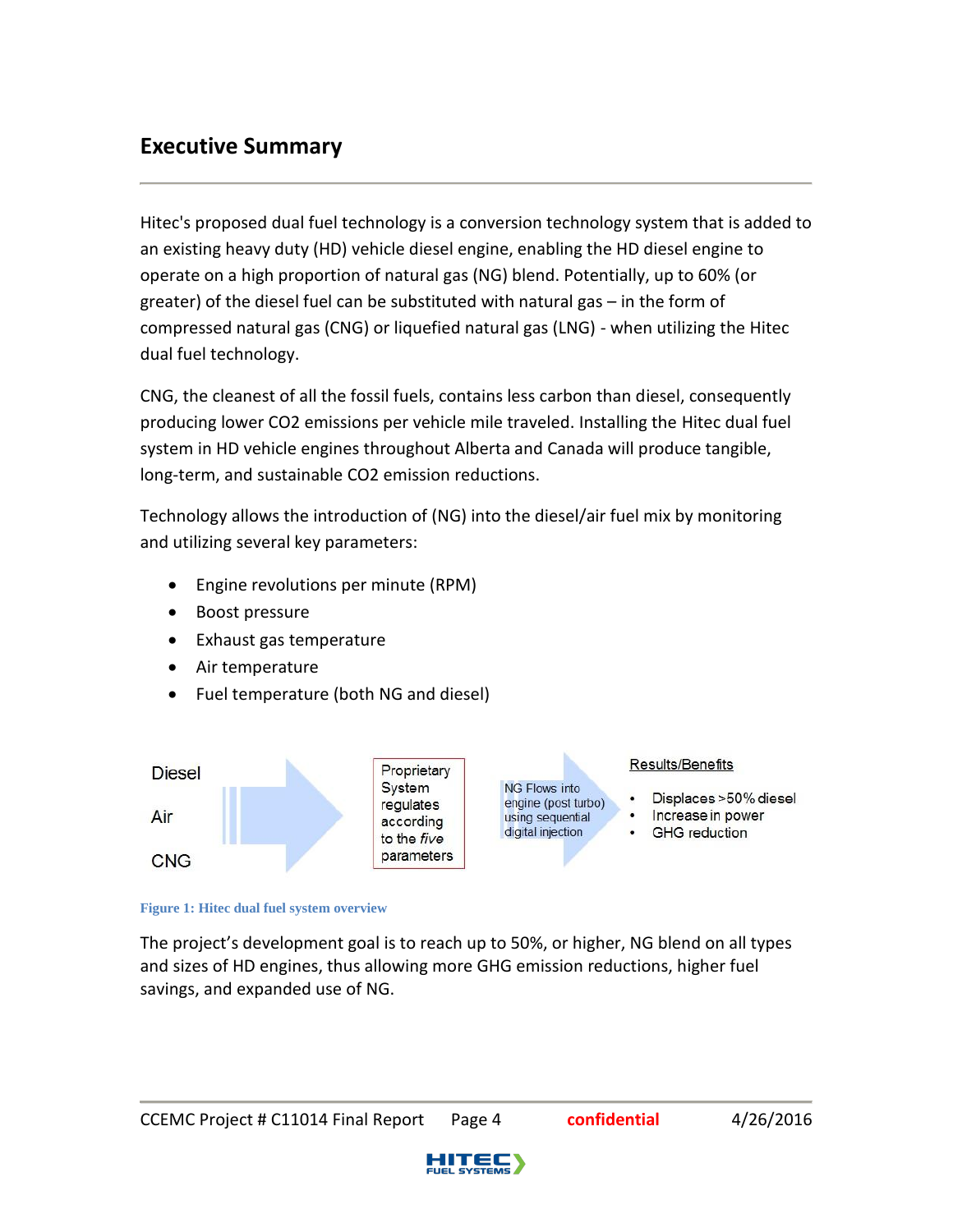# Executive Summary

Hitec's proposed dual fuel technology is a conversion technology system that is added to an existing heavy duty (HD) vehicle diesel engine, enabling the HD diesel engine to operate on a high proportion of natural gas (NG) blend. Potentially, up to 60% (or greater) of the diesel fuel can be substituted with natural gas – in the form of compressed natural gas (CNG) or liquefied natural gas (LNG) - when utilizing the Hitec dual fuel technology.

CNG, the cleanest of all the fossil fuels, contains less carbon than diesel, consequently producing lower CO2 emissions per vehicle mile traveled. Installing the Hitec dual fuel system in HD vehicle engines throughout Alberta and Canada will produce tangible, long-term, and sustainable CO2 emission reductions.

Technology allows the introduction of (NG) into the diesel/air fuel mix by monitoring and utilizing several key parameters:

- Engine revolutions per minute (RPM)
- Boost pressure
- Exhaust gas temperature
- Air temperature
- Fuel temperature (both NG and diesel)

Diesel

Air

CNG

Proprietary System regulates according to the *five* parameters

NG Flows into engine (post turbo) using sequential digital injection

Results/Benefits

- Displaces >50% diesel
- Increase in power
- GHG reduction

Figure 1: Hitec dual fuel system overview

The project's development goal is to reach up to 50%, or higher, NG blend on all types and sizes of HD engines, thus allowing more GHG emission reductions, higher fuel savings, and expanded use of NG.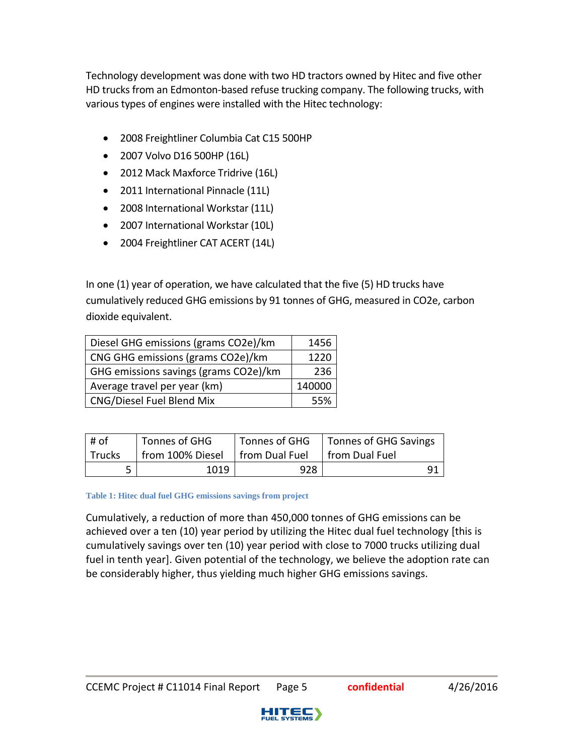Technology development was done with two HD tractors owned by Hitec and five other HD trucks from an Edmonton-based refuse trucking company. The following trucks, with various types of engines were installed with the Hitec technology:

- 2008 Freightliner Columbia Cat C15 500HP
- 2007 Volvo D16 500HP (16L)
- 2012 Mack Maxforce Tridrive (16L)
- 2011 International Pinnacle (11L)
- 2008 International Workstar (11L)
- 2007 International Workstar (10L)
- 2004 Freightliner CAT ACERT (14L)

In one (1) year of operation, we have calculated that the five (5) HD trucks have cumulatively reduced GHG emissions by 91 tonnes of GHG, measured in CO2e, carbon dioxide equivalent.

| | |
|---|---|
| Diesel GHG emissions (grams CO2e)/km | 1456 |
| CNG GHG emissions (grams CO2e)/km | 1220 |
| GHG emissions savings (grams CO2e)/km | 236 |
| Average travel per year (km) | 140000 |
| CNG/Diesel Fuel Blend Mix | 55% |

| # of Trucks | Tonnes of GHG from 100% Diesel | Tonnes of GHG from Dual Fuel | Tonnes of GHG Savings from Dual Fuel |
|---|---|---|---|
| 5 | 1019 | 928 | 91 |

**Table 1: Hitec dual fuel GHG emissions savings from project**

Cumulatively, a reduction of more than 450,000 tonnes of GHG emissions can be achieved over a ten (10) year period by utilizing the Hitec dual fuel technology [this is cumulatively savings over ten (10) year period with close to 7000 trucks utilizing dual fuel in tenth year]. Given potential of the technology, we believe the adoption rate can be considerably higher, thus yielding much higher GHG emissions savings.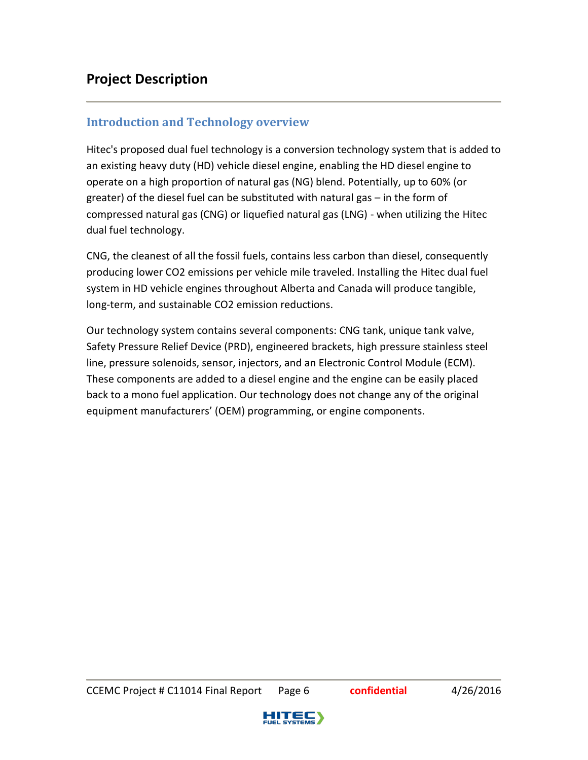# Project Description

## Introduction and Technology overview

Hitec's proposed dual fuel technology is a conversion technology system that is added to an existing heavy duty (HD) vehicle diesel engine, enabling the HD diesel engine to operate on a high proportion of natural gas (NG) blend. Potentially, up to 60% (or greater) of the diesel fuel can be substituted with natural gas – in the form of compressed natural gas (CNG) or liquefied natural gas (LNG) - when utilizing the Hitec dual fuel technology.

CNG, the cleanest of all the fossil fuels, contains less carbon than diesel, consequently producing lower $CO_2$ emissions per vehicle mile traveled. Installing the Hitec dual fuel system in HD vehicle engines throughout Alberta and Canada will produce tangible, long-term, and sustainable $CO_2$ emission reductions.

Our technology system contains several components: CNG tank, unique tank valve, Safety Pressure Relief Device (PRD), engineered brackets, high pressure stainless steel line, pressure solenoids, sensor, injectors, and an Electronic Control Module (ECM). These components are added to a diesel engine and the engine can be easily placed back to a mono fuel application. Our technology does not change any of the original equipment manufacturers' (OEM) programming, or engine components.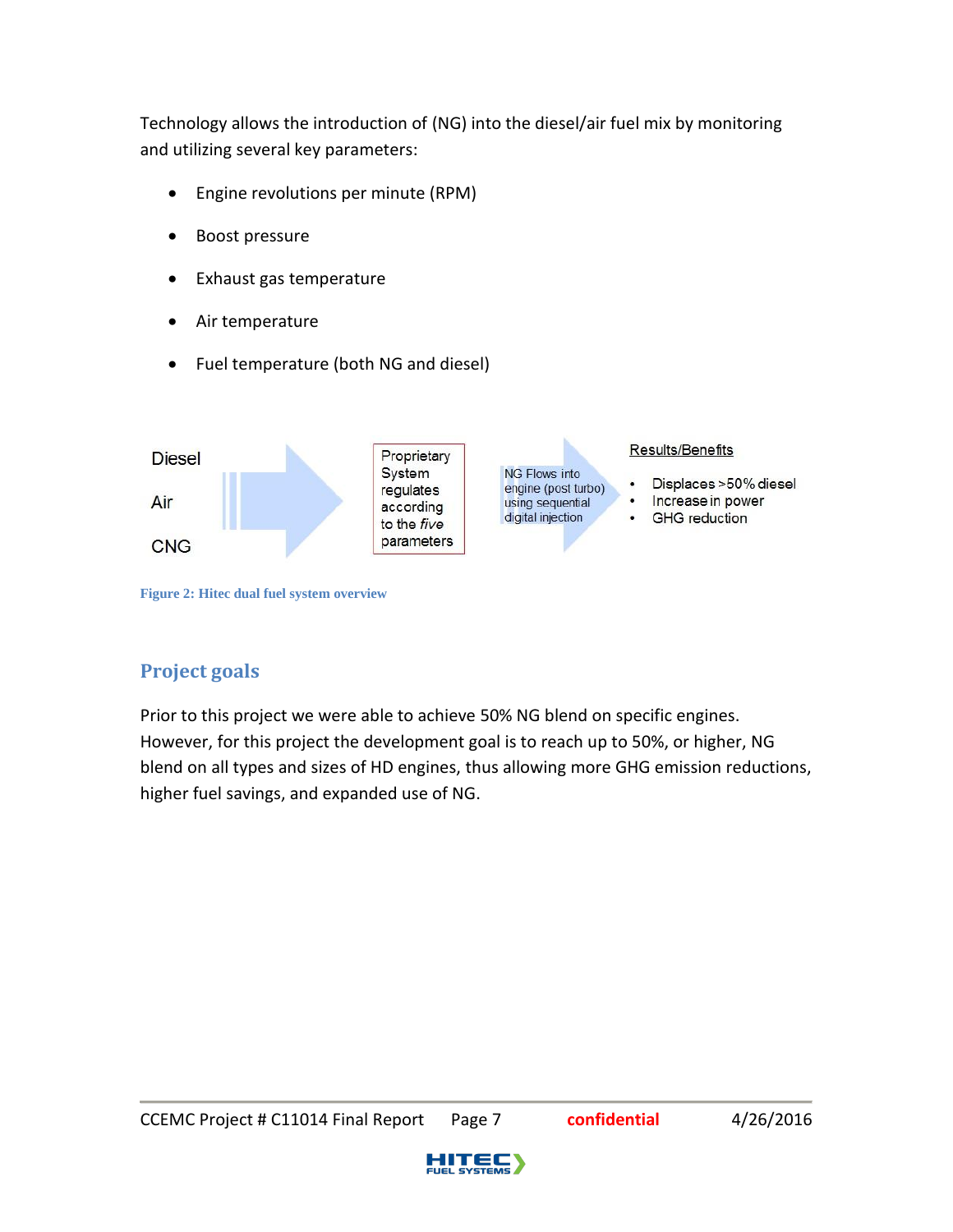Technology allows the introduction of (NG) into the diesel/air fuel mix by monitoring and utilizing several key parameters:

- Engine revolutions per minute (RPM)
- Boost pressure
- Exhaust gas temperature
- Air temperature
- Fuel temperature (both NG and diesel)

Diesel

Air

CNG

Proprietary System regulates according to the *five* parameters

NG Flows into engine (post turbo) using sequential digital injection

Results/Benefits

- Displaces >50% diesel
- Increase in power
- GHG reduction

Figure 2: Hitec dual fuel system overview

## Project goals

Prior to this project we were able to achieve 50% NG blend on specific engines. However, for this project the development goal is to reach up to 50%, or higher, NG blend on all types and sizes of HD engines, thus allowing more GHG emission reductions, higher fuel savings, and expanded use of NG.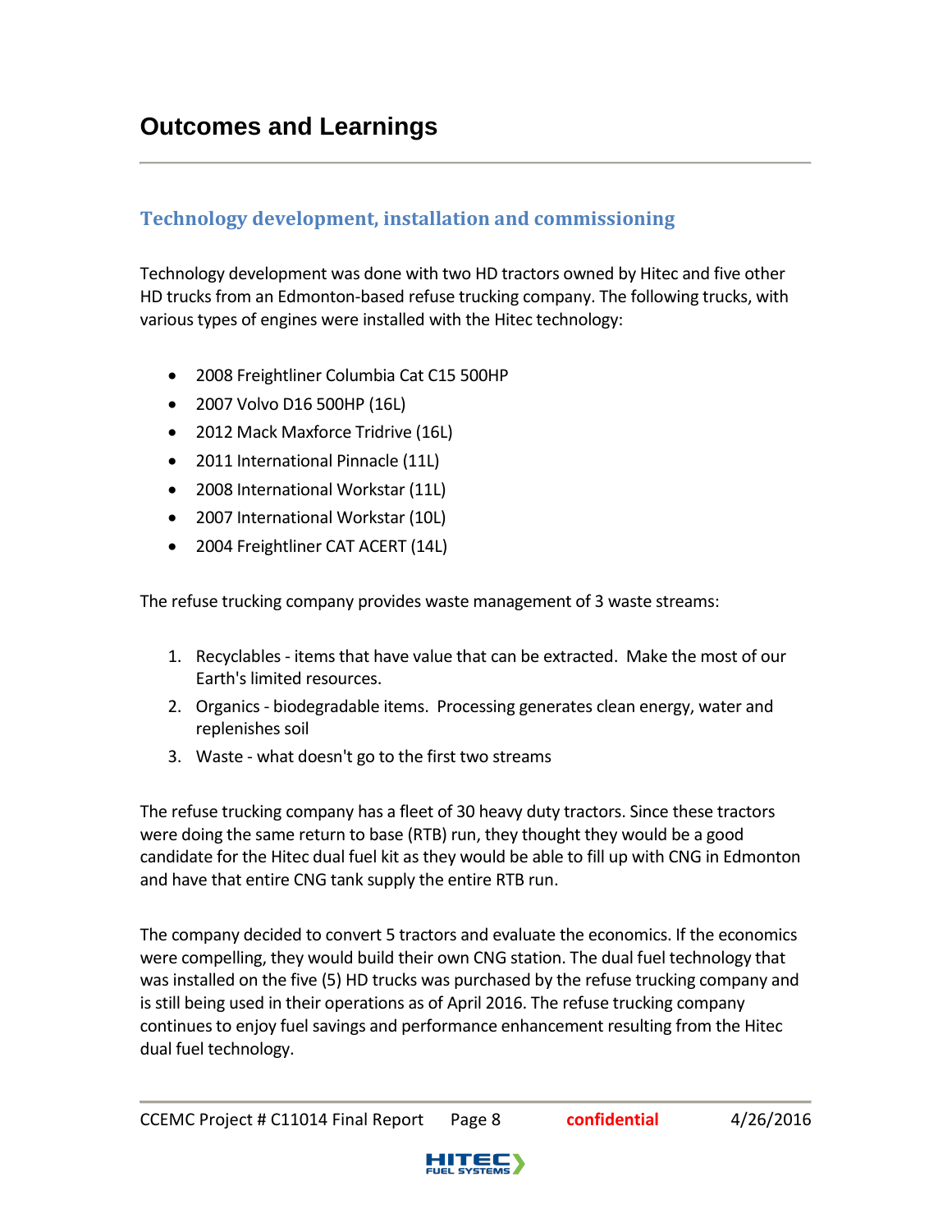# Outcomes and Learnings

## Technology development, installation and commissioning

Technology development was done with two HD tractors owned by Hitec and five other HD trucks from an Edmonton-based refuse trucking company. The following trucks, with various types of engines were installed with the Hitec technology:

- 2008 Freightliner Columbia Cat C15 500HP
- 2007 Volvo D16 500HP (16L)
- 2012 Mack Maxforce Tridrive (16L)
- 2011 International Pinnacle (11L)
- 2008 International Workstar (11L)
- 2007 International Workstar (10L)
- 2004 Freightliner CAT ACERT (14L)

The refuse trucking company provides waste management of 3 waste streams:

1. Recyclables - items that have value that can be extracted. Make the most of our Earth's limited resources.
2. Organics - biodegradable items. Processing generates clean energy, water and replenishes soil
3. Waste - what doesn't go to the first two streams

The refuse trucking company has a fleet of 30 heavy duty tractors. Since these tractors were doing the same return to base (RTB) run, they thought they would be a good candidate for the Hitec dual fuel kit as they would be able to fill up with CNG in Edmonton and have that entire CNG tank supply the entire RTB run.

The company decided to convert 5 tractors and evaluate the economics. If the economics were compelling, they would build their own CNG station. The dual fuel technology that was installed on the five (5) HD trucks was purchased by the refuse trucking company and is still being used in their operations as of April 2016. The refuse trucking company continues to enjoy fuel savings and performance enhancement resulting from the Hitec dual fuel technology.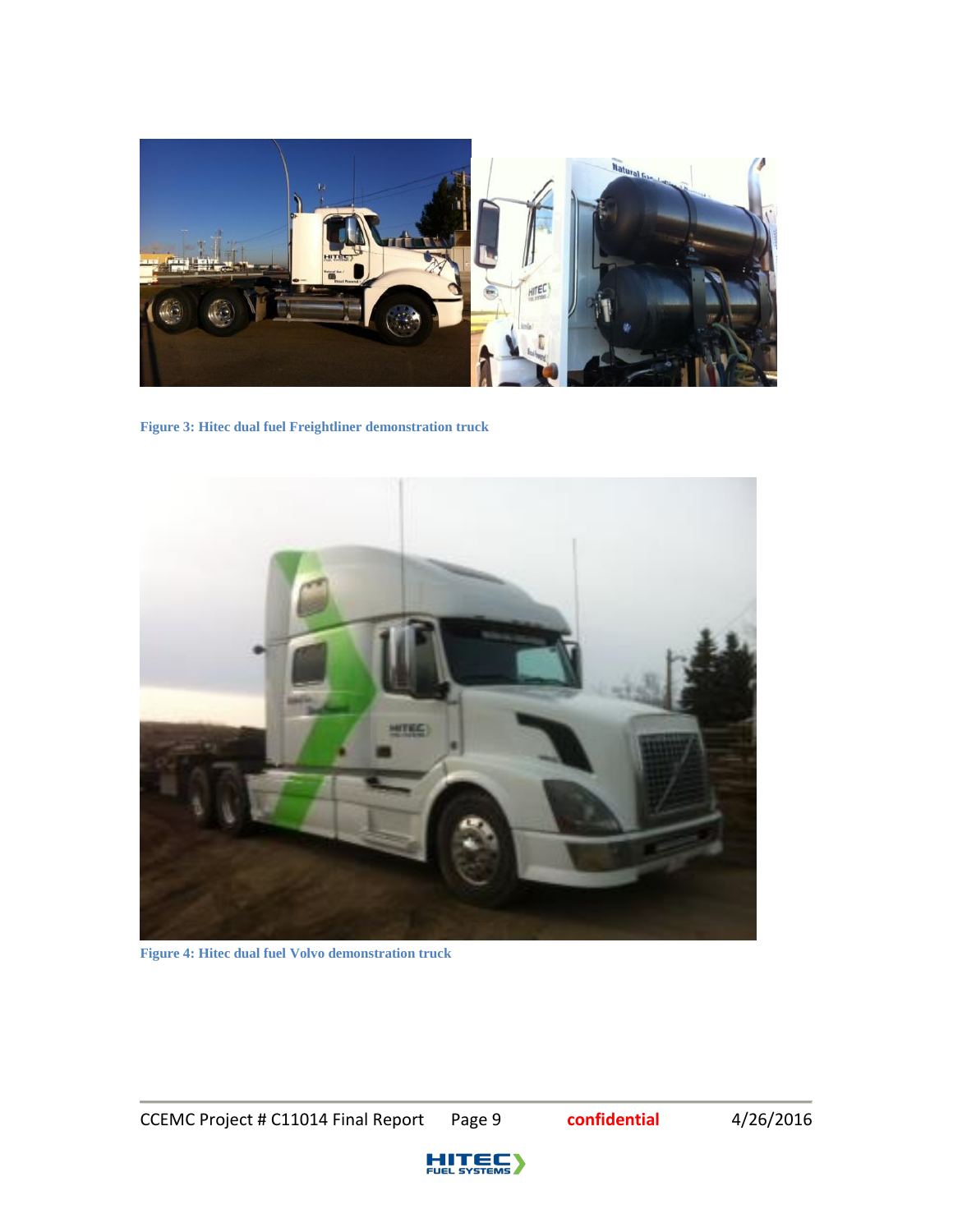Figure 3: Hitec dual fuel Freightliner demonstration truck

Figure 4: Hitec dual fuel Volvo demonstration truck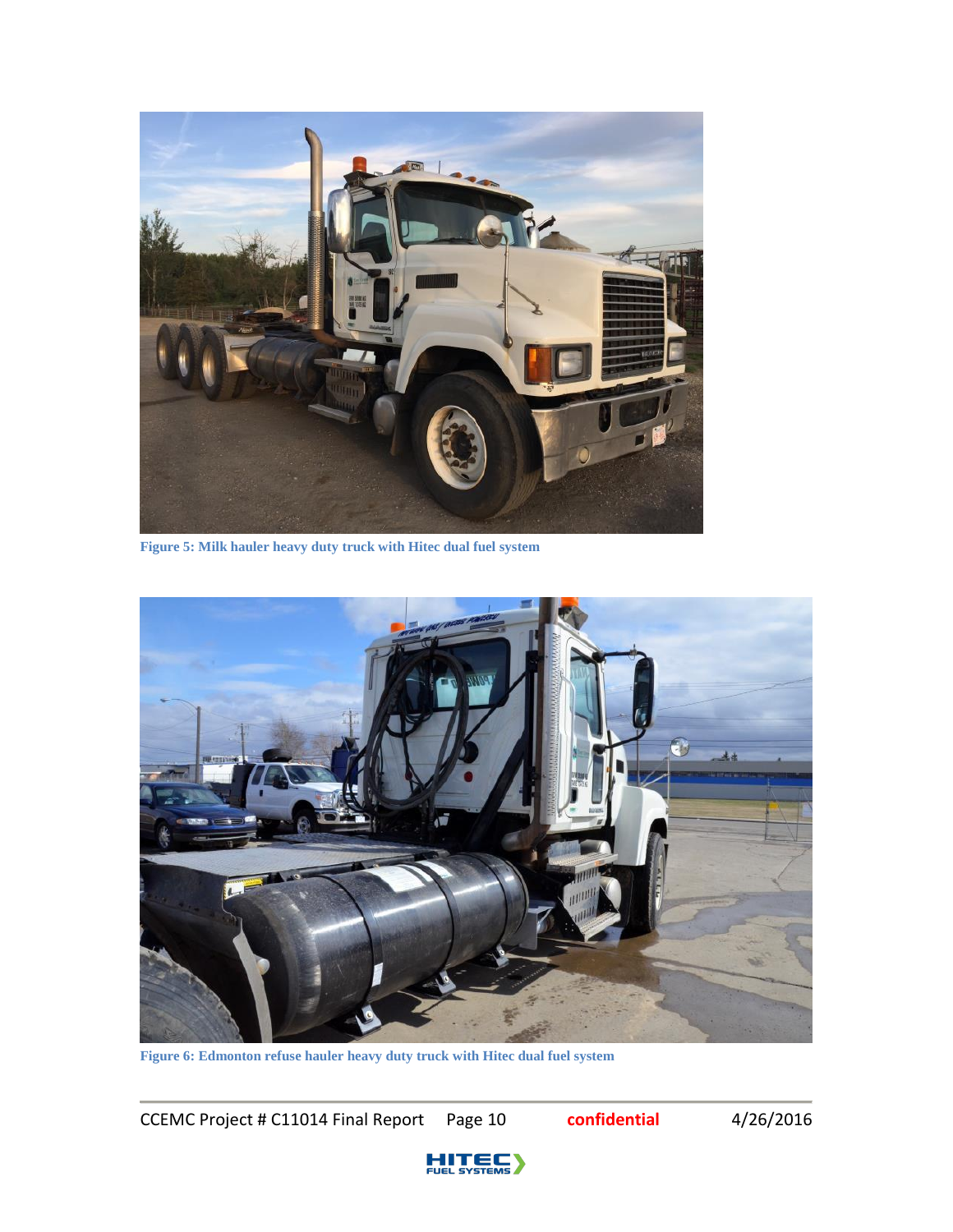Figure 5: Milk hauler heavy duty truck with Hitec dual fuel system

Figure 6: Edmonton refuse hauler heavy duty truck with Hitec dual fuel system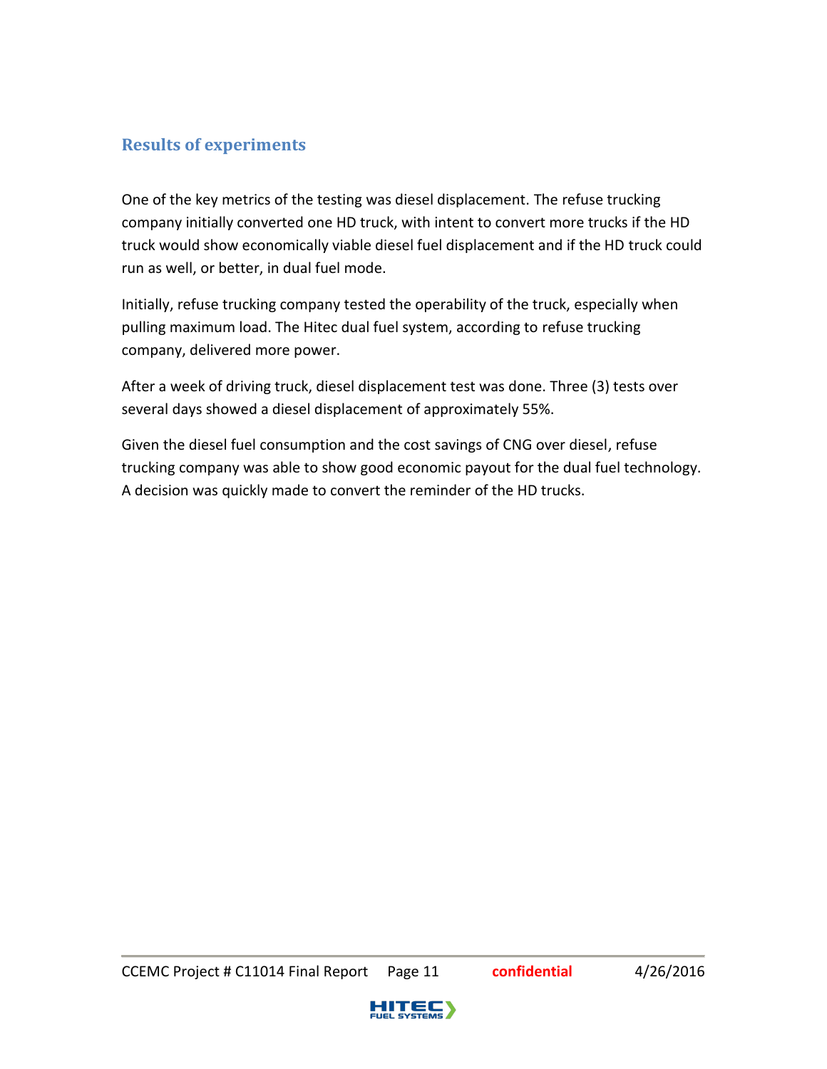## Results of experiments

One of the key metrics of the testing was diesel displacement. The refuse trucking company initially converted one HD truck, with intent to convert more trucks if the HD truck would show economically viable diesel fuel displacement and if the HD truck could run as well, or better, in dual fuel mode.

Initially, refuse trucking company tested the operability of the truck, especially when pulling maximum load. The Hitec dual fuel system, according to refuse trucking company, delivered more power.

After a week of driving truck, diesel displacement test was done. Three (3) tests over several days showed a diesel displacement of approximately 55%.

Given the diesel fuel consumption and the cost savings of CNG over diesel, refuse trucking company was able to show good economic payout for the dual fuel technology. A decision was quickly made to convert the reminder of the HD trucks.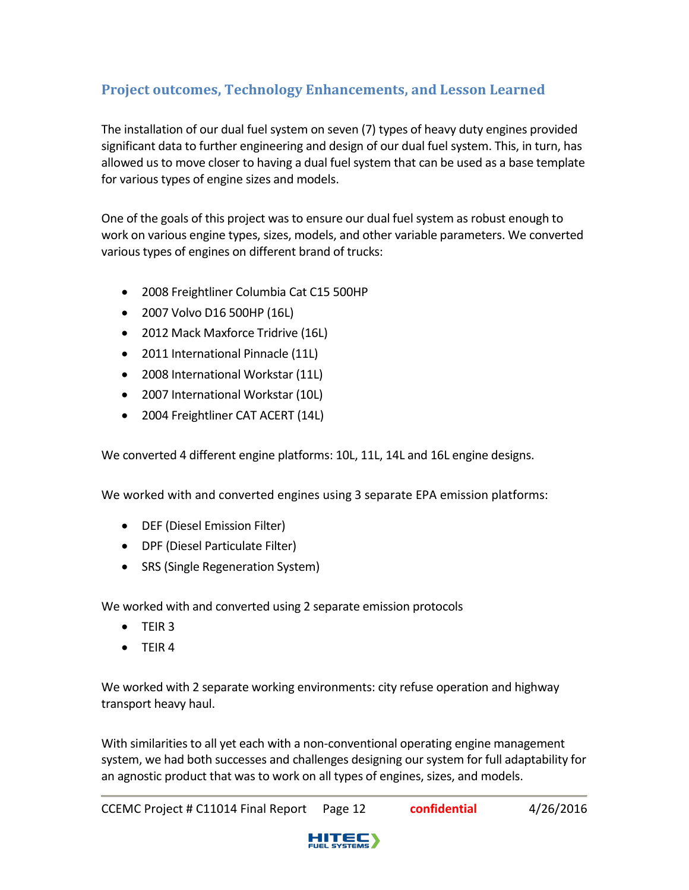## Project outcomes, Technology Enhancements, and Lesson Learned

The installation of our dual fuel system on seven (7) types of heavy duty engines provided significant data to further engineering and design of our dual fuel system. This, in turn, has allowed us to move closer to having a dual fuel system that can be used as a base template for various types of engine sizes and models.

One of the goals of this project was to ensure our dual fuel system as robust enough to work on various engine types, sizes, models, and other variable parameters. We converted various types of engines on different brand of trucks:

- 2008 Freightliner Columbia Cat C15 500HP
- 2007 Volvo D16 500HP (16L)
- 2012 Mack Maxforce Tridrive (16L)
- 2011 International Pinnacle (11L)
- 2008 International Workstar (11L)
- 2007 International Workstar (10L)
- 2004 Freightliner CAT ACERT (14L)

We converted 4 different engine platforms: 10L, 11L, 14L and 16L engine designs.

We worked with and converted engines using 3 separate EPA emission platforms:

- DEF (Diesel Emission Filter)
- DPF (Diesel Particulate Filter)
- SRS (Single Regeneration System)

We worked with and converted using 2 separate emission protocols

- TEIR 3
- TEIR 4

We worked with 2 separate working environments: city refuse operation and highway transport heavy haul.

With similarities to all yet each with a non-conventional operating engine management system, we had both successes and challenges designing our system for full adaptability for an agnostic product that was to work on all types of engines, sizes, and models.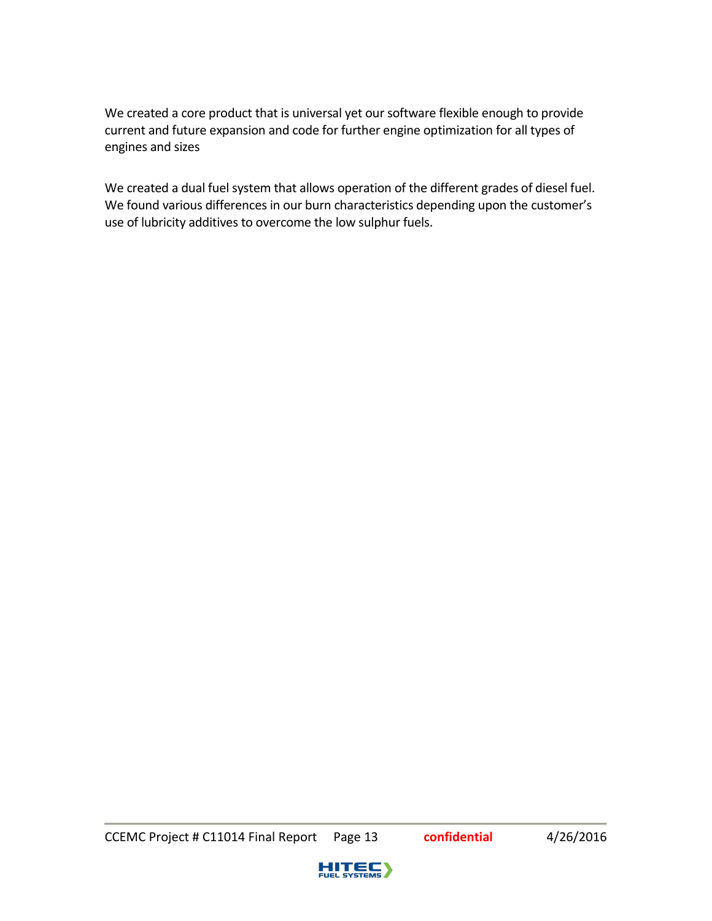We created a core product that is universal yet our software flexible enough to provide current and future expansion and code for further engine optimization for all types of engines and sizes

We created a dual fuel system that allows operation of the different grades of diesel fuel. We found various differences in our burn characteristics depending upon the customer's use of lubricity additives to overcome the low sulphur fuels.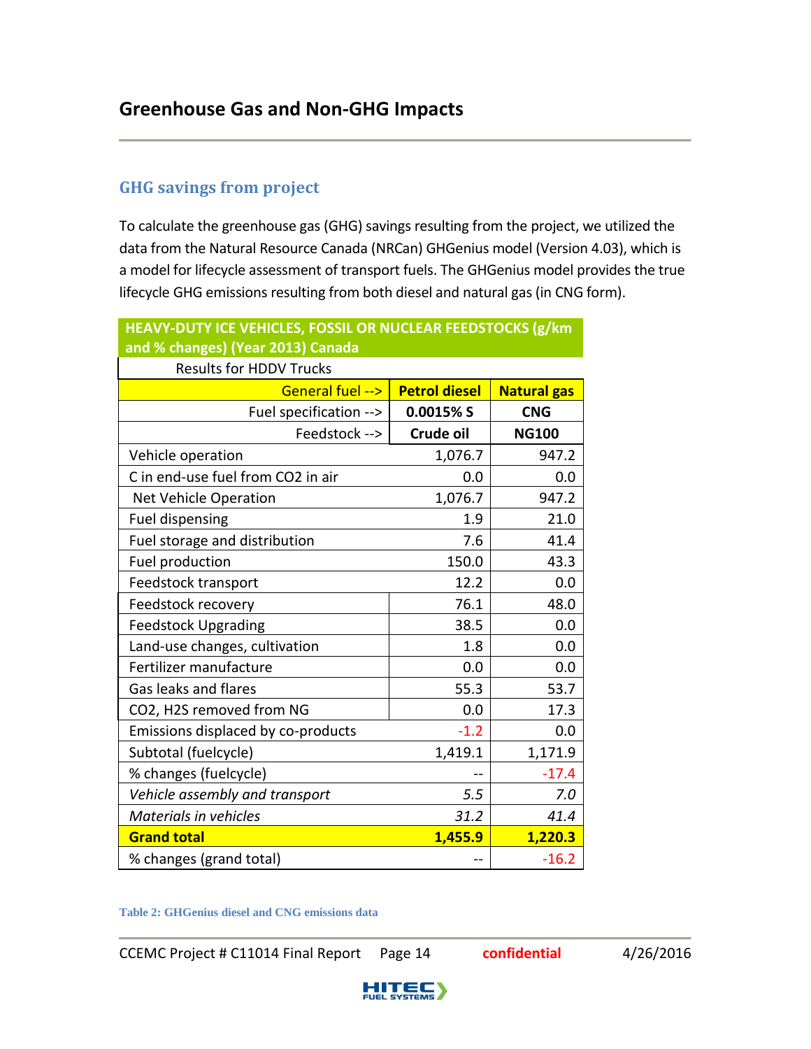## Greenhouse Gas and Non-GHG Impacts

### GHG savings from project

To calculate the greenhouse gas (GHG) savings resulting from the project, we utilized the data from the Natural Resource Canada (NRCan) GHGenius model (Version 4.03), which is a model for lifecycle assessment of transport fuels. The GHGenius model provides the true lifecycle GHG emissions resulting from both diesel and natural gas (in CNG form).

| HEAVY-DUTY ICE VEHICLES, FOSSIL OR NUCLEAR FEEDSTOCKS (g/km and % changes) (Year 2013) Canada | | |
|---|---|---|
| Results for HDDV Trucks | | |
| General fuel --> | **Petrol diesel** | **Natural gas** |
| Fuel specification --> | **0.0015% S** | **CNG** |
| Feedstock --> | **Crude oil** | **NG100** |
| Vehicle operation | 1,076.7 | 947.2 |
| C in end-use fuel from CO2 in air | 0.0 | 0.0 |
| Net Vehicle Operation | 1,076.7 | 947.2 |
| Fuel dispensing | 1.9 | 21.0 |
| Fuel storage and distribution | 7.6 | 41.4 |
| Fuel production | 150.0 | 43.3 |
| Feedstock transport | 12.2 | 0.0 |
| Feedstock recovery | 76.1 | 48.0 |
| Feedstock Upgrading | 38.5 | 0.0 |
| Land-use changes, cultivation | 1.8 | 0.0 |
| Fertilizer manufacture | 0.0 | 0.0 |
| Gas leaks and flares | 55.3 | 53.7 |
| CO2, H2S removed from NG | 0.0 | 17.3 |
| Emissions displaced by co-products | -1.2 | 0.0 |
| Subtotal (fuelcycle) | 1,419.1 | 1,171.9 |
| % changes (fuelcycle) | -- | -17.4 |
| *Vehicle assembly and transport* | *5.5* | *7.0* |
| *Materials in vehicles* | *31.2* | *41.4* |
| **Grand total** | **1,455.9** | **1,220.3** |
| % changes (grand total) | -- | -16.2 |

Table 2: GHGenius diesel and CNG emissions data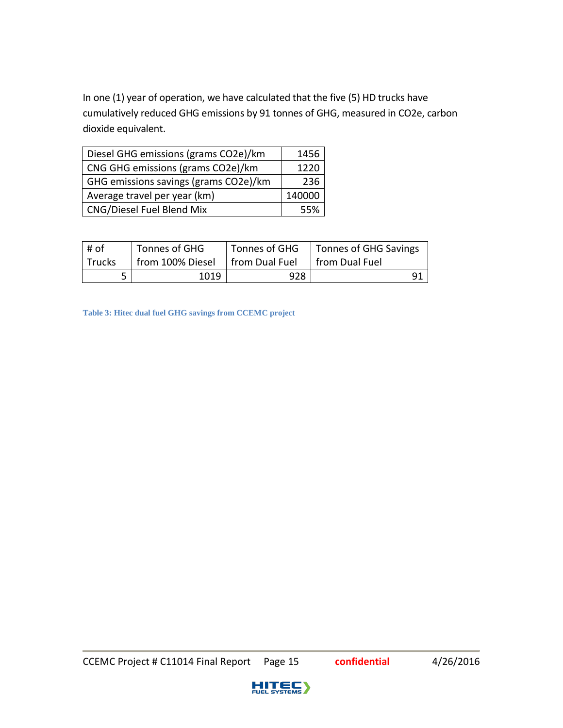In one (1) year of operation, we have calculated that the five (5) HD trucks have cumulatively reduced GHG emissions by 91 tonnes of GHG, measured in CO2e, carbon dioxide equivalent.

| | |
|---|---|
| Diesel GHG emissions (grams CO2e)/km | 1456 |
| CNG GHG emissions (grams CO2e)/km | 1220 |
| GHG emissions savings (grams CO2e)/km | 236 |
| Average travel per year (km) | 140000 |
| CNG/Diesel Fuel Blend Mix | 55% |

| # of Trucks | Tonnes of GHG from 100% Diesel | Tonnes of GHG from Dual Fuel | Tonnes of GHG Savings from Dual Fuel |
|---|---|---|---|
| 5 | 1019 | 928 | 91 |

**Table 3: Hitec dual fuel GHG savings from CCEMC project**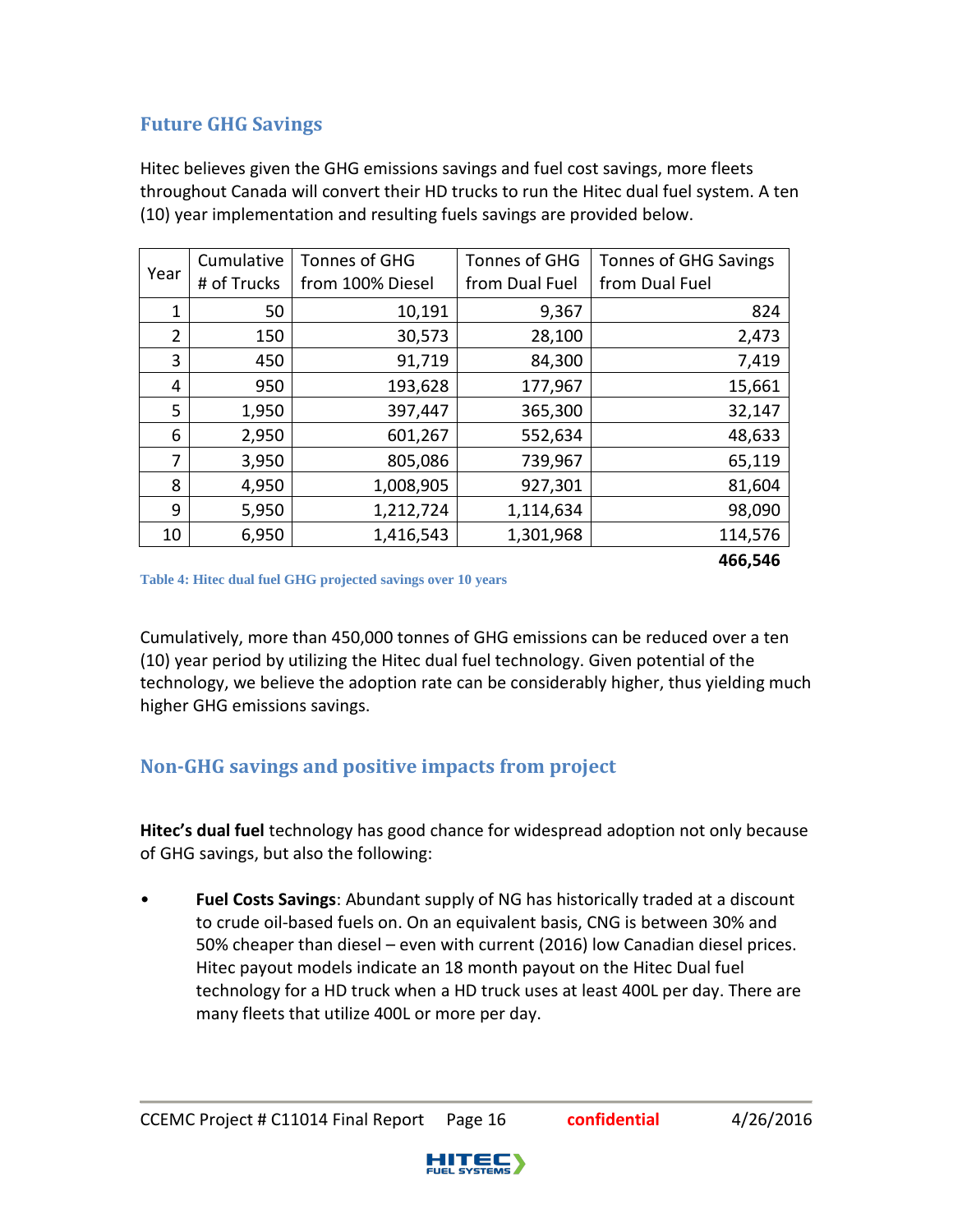## Future GHG Savings

Hitec believes given the GHG emissions savings and fuel cost savings, more fleets throughout Canada will convert their HD trucks to run the Hitec dual fuel system. A ten (10) year implementation and resulting fuels savings are provided below.

| Year | Cumulative # of Trucks | Tonnes of GHG from 100% Diesel | Tonnes of GHG from Dual Fuel | Tonnes of GHG Savings from Dual Fuel |
|---|---|---|---|---|
| 1 | 50 | 10,191 | 9,367 | 824 |
| 2 | 150 | 30,573 | 28,100 | 2,473 |
| 3 | 450 | 91,719 | 84,300 | 7,419 |
| 4 | 950 | 193,628 | 177,967 | 15,661 |
| 5 | 1,950 | 397,447 | 365,300 | 32,147 |
| 6 | 2,950 | 601,267 | 552,634 | 48,633 |
| 7 | 3,950 | 805,086 | 739,967 | 65,119 |
| 8 | 4,950 | 1,008,905 | 927,301 | 81,604 |
| 9 | 5,950 | 1,212,724 | 1,114,634 | 98,090 |
| 10 | 6,950 | 1,416,543 | 1,301,968 | 114,576 |
| | | | | **466,546** |

Table 4: Hitec dual fuel GHG projected savings over 10 years

Cumulatively, more than 450,000 tonnes of GHG emissions can be reduced over a ten (10) year period by utilizing the Hitec dual fuel technology. Given potential of the technology, we believe the adoption rate can be considerably higher, thus yielding much higher GHG emissions savings.

## Non-GHG savings and positive impacts from project

**Hitec's dual fuel** technology has good chance for widespread adoption not only because of GHG savings, but also the following:

- **Fuel Costs Savings**: Abundant supply of NG has historically traded at a discount to crude oil-based fuels on. On an equivalent basis, CNG is between 30% and 50% cheaper than diesel – even with current (2016) low Canadian diesel prices. Hitec payout models indicate an 18 month payout on the Hitec Dual fuel technology for a HD truck when a HD truck uses at least 400L per day. There are many fleets that utilize 400L or more per day.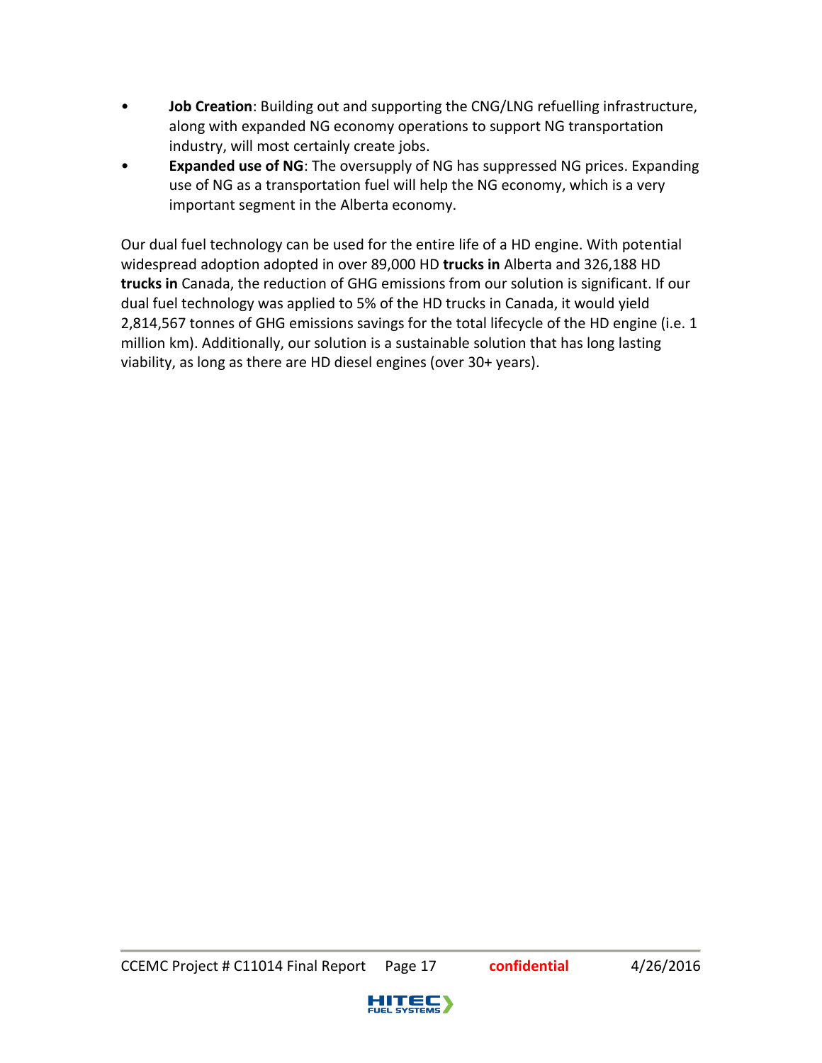- **Job Creation**: Building out and supporting the CNG/LNG refuelling infrastructure, along with expanded NG economy operations to support NG transportation industry, will most certainly create jobs.
- **Expanded use of NG**: The oversupply of NG has suppressed NG prices. Expanding use of NG as a transportation fuel will help the NG economy, which is a very important segment in the Alberta economy.

Our dual fuel technology can be used for the entire life of a HD engine. With potential widespread adoption adopted in over 89,000 HD **trucks in** Alberta and 326,188 HD **trucks in** Canada, the reduction of GHG emissions from our solution is significant. If our dual fuel technology was applied to 5% of the HD trucks in Canada, it would yield 2,814,567 tonnes of GHG emissions savings for the total lifecycle of the HD engine (i.e. 1 million km). Additionally, our solution is a sustainable solution that has long lasting viability, as long as there are HD diesel engines (over 30+ years).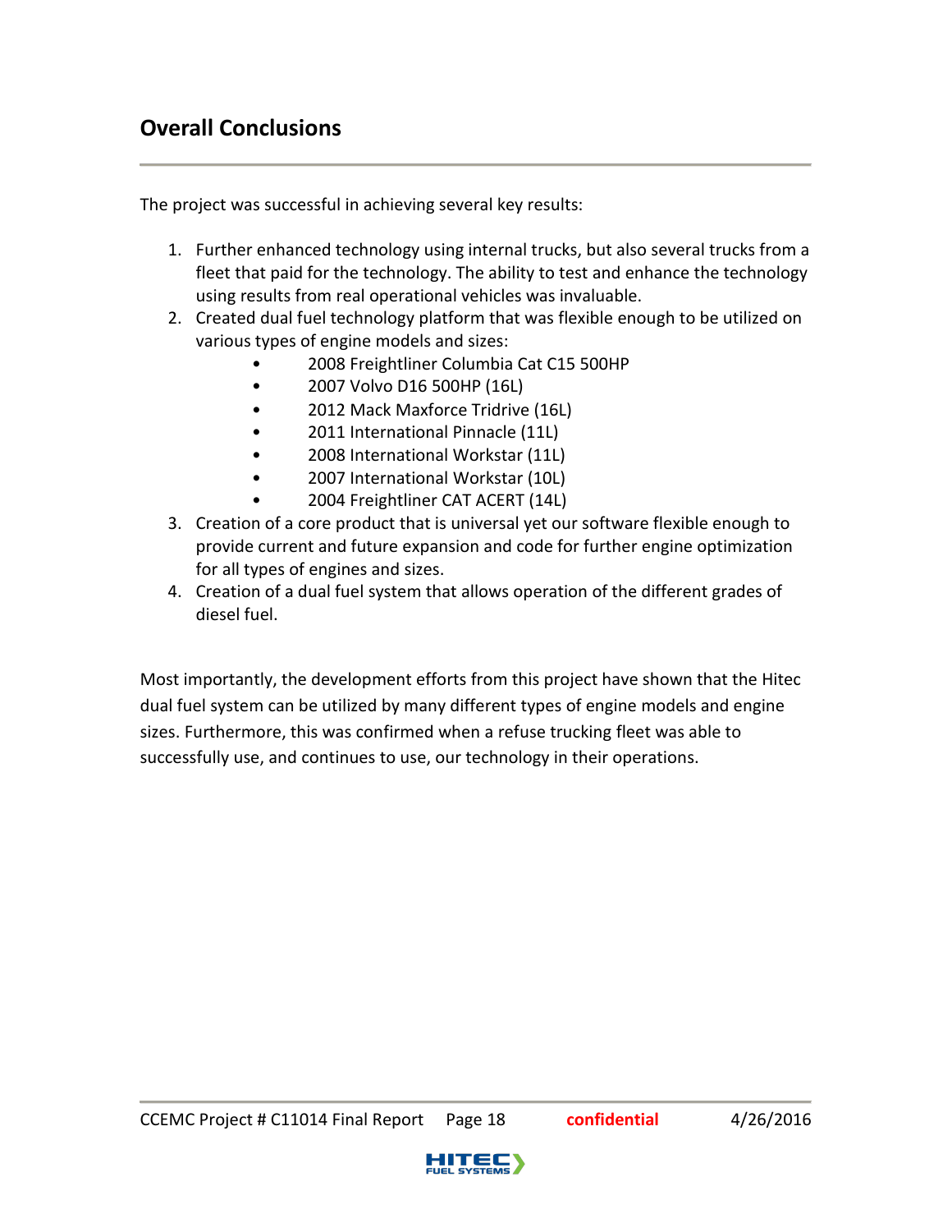## Overall Conclusions

The project was successful in achieving several key results:

1. Further enhanced technology using internal trucks, but also several trucks from a fleet that paid for the technology. The ability to test and enhance the technology using results from real operational vehicles was invaluable.
2. Created dual fuel technology platform that was flexible enough to be utilized on various types of engine models and sizes:
   - 2008 Freightliner Columbia Cat C15 500HP
   - 2007 Volvo D16 500HP (16L)
   - 2012 Mack Maxforce Tridrive (16L)
   - 2011 International Pinnacle (11L)
   - 2008 International Workstar (11L)
   - 2007 International Workstar (10L)
   - 2004 Freightliner CAT ACERT (14L)
3. Creation of a core product that is universal yet our software flexible enough to provide current and future expansion and code for further engine optimization for all types of engines and sizes.
4. Creation of a dual fuel system that allows operation of the different grades of diesel fuel.

Most importantly, the development efforts from this project have shown that the Hitec dual fuel system can be utilized by many different types of engine models and engine sizes. Furthermore, this was confirmed when a refuse trucking fleet was able to successfully use, and continues to use, our technology in their operations.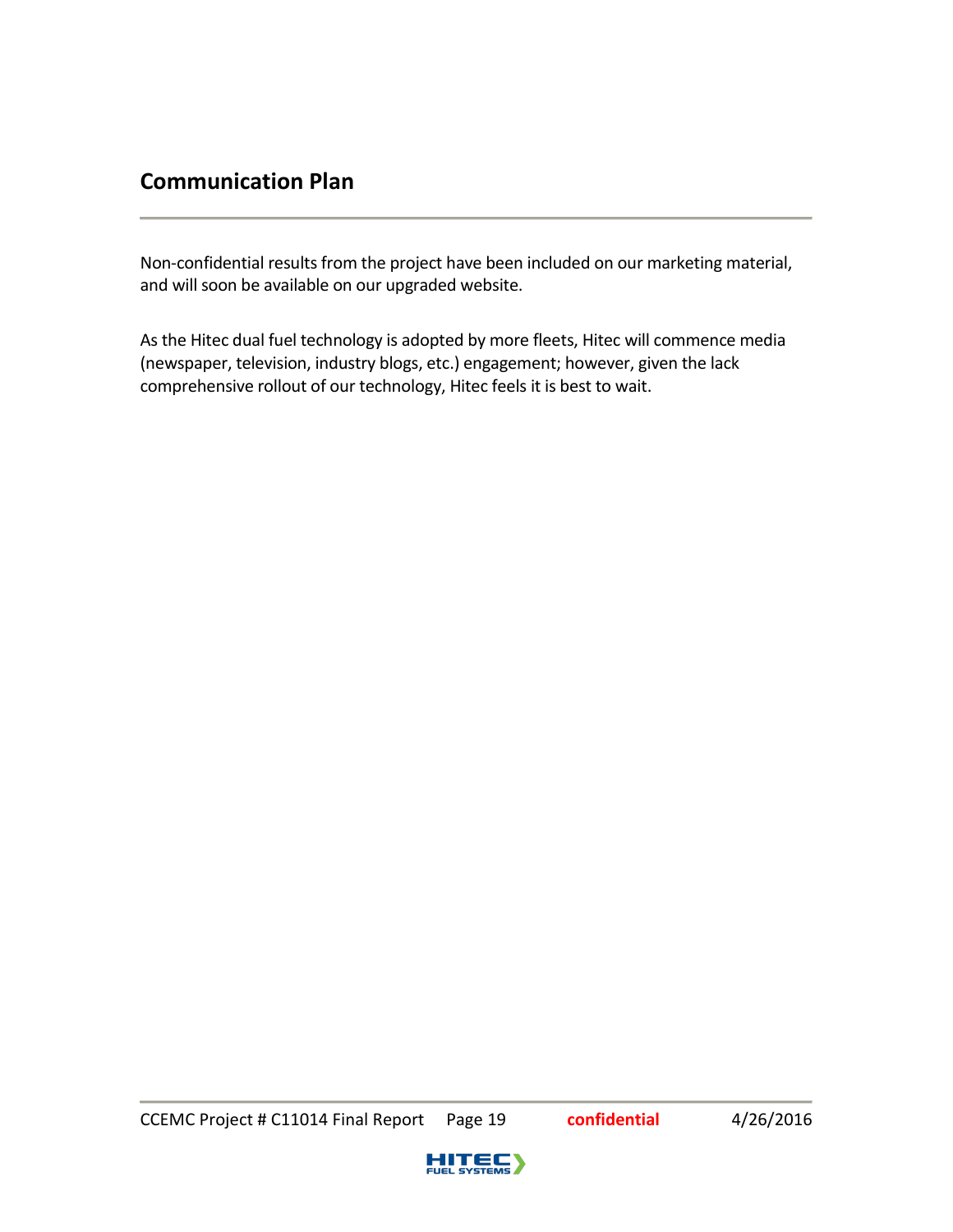## Communication Plan

Non-confidential results from the project have been included on our marketing material, and will soon be available on our upgraded website.

As the Hitec dual fuel technology is adopted by more fleets, Hitec will commence media (newspaper, television, industry blogs, etc.) engagement; however, given the lack comprehensive rollout of our technology, Hitec feels it is best to wait.